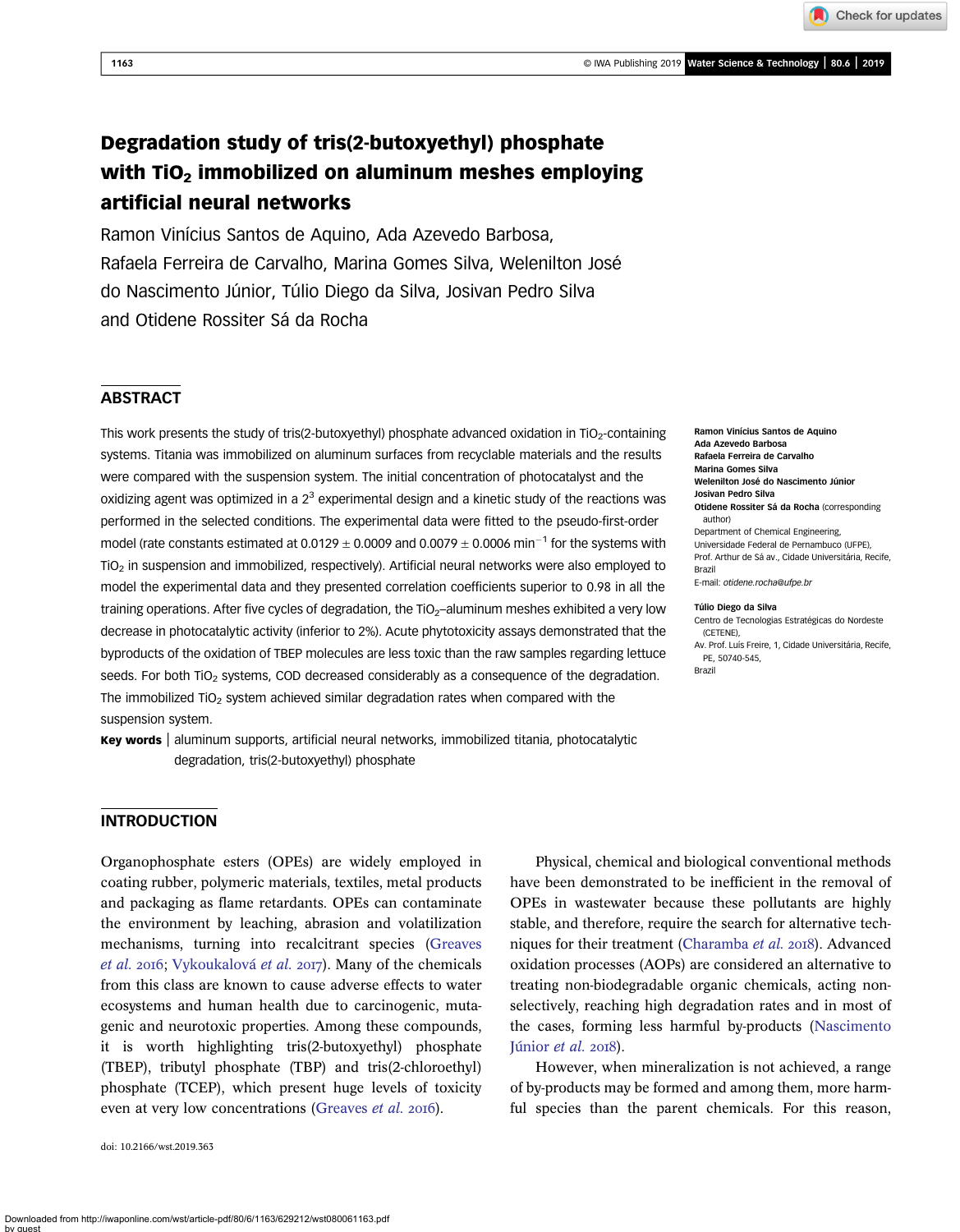# Degradation study of tris(2-butoxyethyl) phosphate with $TiO_2$ immobilized on aluminum meshes employing artificial neural networks

Ramon Vinícius Santos de Aquino, Ada Azevedo Barbosa, Rafaela Ferreira de Carvalho, Marina Gomes Silva, Welenilton José do Nascimento Júnior, Túlio Diego da Silva, Josivan Pedro Silva and Otidene Rossiter Sá da Rocha

## ABSTRACT

This work presents the study of tris(2-butoxyethyl) phosphate advanced oxidation in $TiO_2$-containing systems. Titania was immobilized on aluminum surfaces from recyclable materials and the results were compared with the suspension system. The initial concentration of photocatalyst and the oxidizing agent was optimized in a $2^3$ experimental design and a kinetic study of the reactions was performed in the selected conditions. The experimental data were fitted to the pseudo-first-order model (rate constants estimated at $0.0129 \pm 0.0009$ and $0.0079 \pm 0.0006$ $min^{-1}$ for the systems with $TiO_2$ in suspension and immobilized, respectively). Artificial neural networks were also employed to model the experimental data and they presented correlation coefficients superior to 0.98 in all the training operations. After five cycles of degradation, the $TiO_2$–aluminum meshes exhibited a very low decrease in photocatalytic activity (inferior to 2%). Acute phytotoxicity assays demonstrated that the byproducts of the oxidation of TBEP molecules are less toxic than the raw samples regarding lettuce seeds. For both $TiO_2$ systems, COD decreased considerably as a consequence of the degradation. The immobilized $TiO_2$ system achieved similar degradation rates when compared with the suspension system.

**Key words** | aluminum supports, artificial neural networks, immobilized titania, photocatalytic degradation, tris(2-butoxyethyl) phosphate

**Ramon Vinícius Santos de Aquino**
**Ada Azevedo Barbosa**
**Rafaela Ferreira de Carvalho**
**Marina Gomes Silva**
**Welenilton José do Nascimento Júnior**
**Josivan Pedro Silva**
**Otidene Rossiter Sá da Rocha** (corresponding author)
Department of Chemical Engineering, Universidade Federal de Pernambuco (UFPE), Prof. Arthur de Sá av., Cidade Universitária, Recife, Brazil
E-mail: *otidene.rocha@ufpe.br*

**Túlio Diego da Silva**
Centro de Tecnologias Estratégicas do Nordeste (CETENE), Av. Prof. Luís Freire, 1, Cidade Universitária, Recife, PE, 50740-545, Brazil

## INTRODUCTION

Organophosphate esters (OPEs) are widely employed in coating rubber, polymeric materials, textiles, metal products and packaging as flame retardants. OPEs can contaminate the environment by leaching, abrasion and volatilization mechanisms, turning into recalcitrant species (Greaves *et al.* 2016; Vykoukalová *et al.* 2017). Many of the chemicals from this class are known to cause adverse effects to water ecosystems and human health due to carcinogenic, mutagenic and neurotoxic properties. Among these compounds, it is worth highlighting tris(2-butoxyethyl) phosphate (TBEP), tributyl phosphate (TBP) and tris(2-chloroethyl) phosphate (TCEP), which present huge levels of toxicity even at very low concentrations (Greaves *et al.* 2016).

Physical, chemical and biological conventional methods have been demonstrated to be inefficient in the removal of OPEs in wastewater because these pollutants are highly stable, and therefore, require the search for alternative techniques for their treatment (Charamba *et al.* 2018). Advanced oxidation processes (AOPs) are considered an alternative to treating non-biodegradable organic chemicals, acting non-selectively, reaching high degradation rates and in most of the cases, forming less harmful by-products (Nascimento Júnior *et al.* 2018).

However, when mineralization is not achieved, a range of by-products may be formed and among them, more harmful species than the parent chemicals. For this reason,

doi: 10.2166/wst.2019.363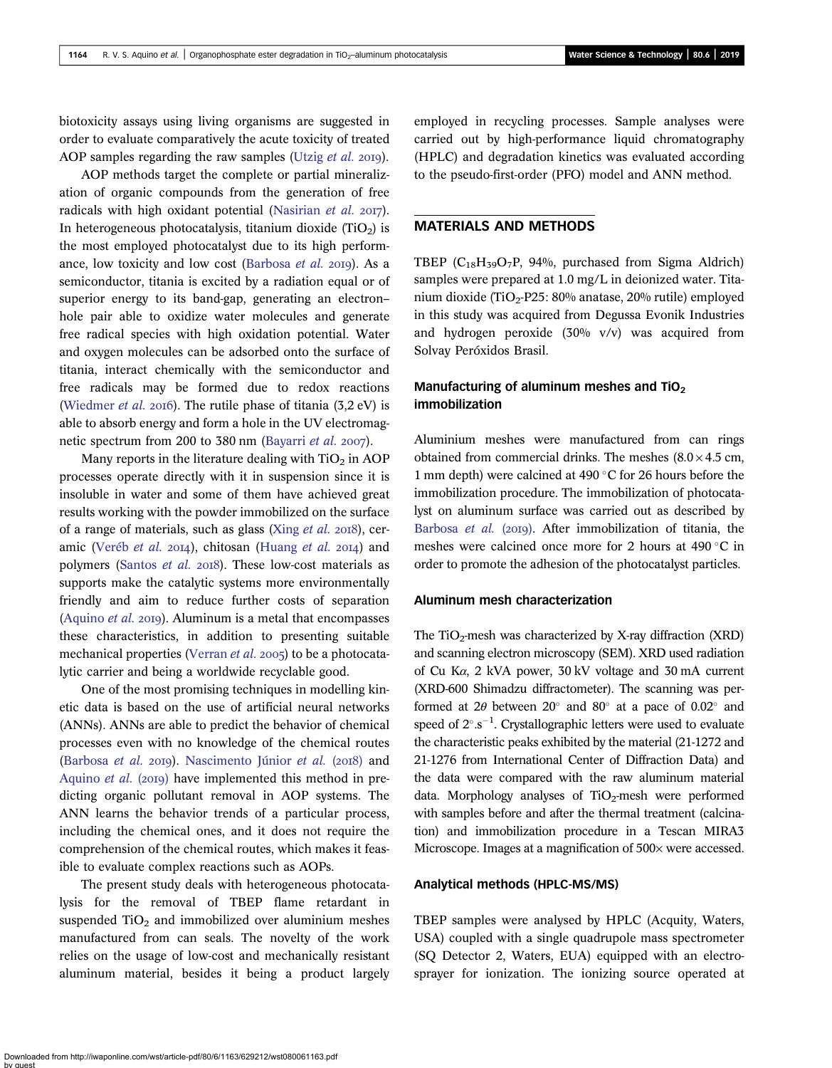biotoxicity assays using living organisms are suggested in order to evaluate comparatively the acute toxicity of treated AOP samples regarding the raw samples (Utzig *et al.* 2019).

AOP methods target the complete or partial mineralization of organic compounds from the generation of free radicals with high oxidant potential (Nasirian *et al.* 2017). In heterogeneous photocatalysis, titanium dioxide ($TiO_2$) is the most employed photocatalyst due to its high performance, low toxicity and low cost (Barbosa *et al.* 2019). As a semiconductor, titania is excited by a radiation equal or of superior energy to its band-gap, generating an electron–hole pair able to oxidize water molecules and generate free radical species with high oxidation potential. Water and oxygen molecules can be adsorbed onto the surface of titania, interact chemically with the semiconductor and free radicals may be formed due to redox reactions (Wiedmer *et al.* 2016). The rutile phase of titania (3,2 eV) is able to absorb energy and form a hole in the UV electromagnetic spectrum from 200 to 380 nm (Bayarri *et al.* 2007).

Many reports in the literature dealing with $TiO_2$ in AOP processes operate directly with it in suspension since it is insoluble in water and some of them have achieved great results working with the powder immobilized on the surface of a range of materials, such as glass (Xing *et al.* 2018), ceramic (Veréb *et al.* 2014), chitosan (Huang *et al.* 2014) and polymers (Santos *et al.* 2018). These low-cost materials as supports make the catalytic systems more environmentally friendly and aim to reduce further costs of separation (Aquino *et al.* 2019). Aluminum is a metal that encompasses these characteristics, in addition to presenting suitable mechanical properties (Verran *et al.* 2005) to be a photocatalytic carrier and being a worldwide recyclable good.

One of the most promising techniques in modelling kinetic data is based on the use of artificial neural networks (ANNs). ANNs are able to predict the behavior of chemical processes even with no knowledge of the chemical routes (Barbosa *et al.* 2019). Nascimento Júnior *et al.* (2018) and Aquino *et al.* (2019) have implemented this method in predicting organic pollutant removal in AOP systems. The ANN learns the behavior trends of a particular process, including the chemical ones, and it does not require the comprehension of the chemical routes, which makes it feasible to evaluate complex reactions such as AOPs.

The present study deals with heterogeneous photocatalysis for the removal of TBEP flame retardant in suspended $TiO_2$ and immobilized over aluminium meshes manufactured from can seals. The novelty of the work relies on the usage of low-cost and mechanically resistant aluminum material, besides it being a product largely employed in recycling processes. Sample analyses were carried out by high-performance liquid chromatography (HPLC) and degradation kinetics was evaluated according to the pseudo-first-order (PFO) model and ANN method.

## MATERIALS AND METHODS

TBEP ($C_{18}H_{39}O_7P$, 94%, purchased from Sigma Aldrich) samples were prepared at 1.0 mg/L in deionized water. Titanium dioxide ($TiO_2$-P25: 80% anatase, 20% rutile) employed in this study was acquired from Degussa Evonik Industries and hydrogen peroxide (30% v/v) was acquired from Solvay Peróxidos Brasil.

### Manufacturing of aluminum meshes and $TiO_2$ immobilization

Aluminium meshes were manufactured from can rings obtained from commercial drinks. The meshes ($8.0 \times 4.5$ cm, 1 mm depth) were calcined at 490 °C for 26 hours before the immobilization procedure. The immobilization of photocatalyst on aluminum surface was carried out as described by Barbosa *et al.* (2019). After immobilization of titania, the meshes were calcined once more for 2 hours at 490 °C in order to promote the adhesion of the photocatalyst particles.

### Aluminum mesh characterization

The $TiO_2$-mesh was characterized by X-ray diffraction (XRD) and scanning electron microscopy (SEM). XRD used radiation of Cu K$\alpha$, 2 kVA power, 30 kV voltage and 30 mA current (XRD-600 Shimadzu diffractometer). The scanning was performed at $2\theta$ between 20° and 80° at a pace of 0.02° and speed of $2^\circ.s^{-1}$. Crystallographic letters were used to evaluate the characteristic peaks exhibited by the material (21-1272 and 21-1276 from International Center of Diffraction Data) and the data were compared with the raw aluminum material data. Morphology analyses of $TiO_2$-mesh were performed with samples before and after the thermal treatment (calcination) and immobilization procedure in a Tescan MIRA3 Microscope. Images at a magnification of 500× were accessed.

### Analytical methods (HPLC-MS/MS)

TBEP samples were analysed by HPLC (Acquity, Waters, USA) coupled with a single quadrupole mass spectrometer (SQ Detector 2, Waters, EUA) equipped with an electrosprayer for ionization. The ionizing source operated at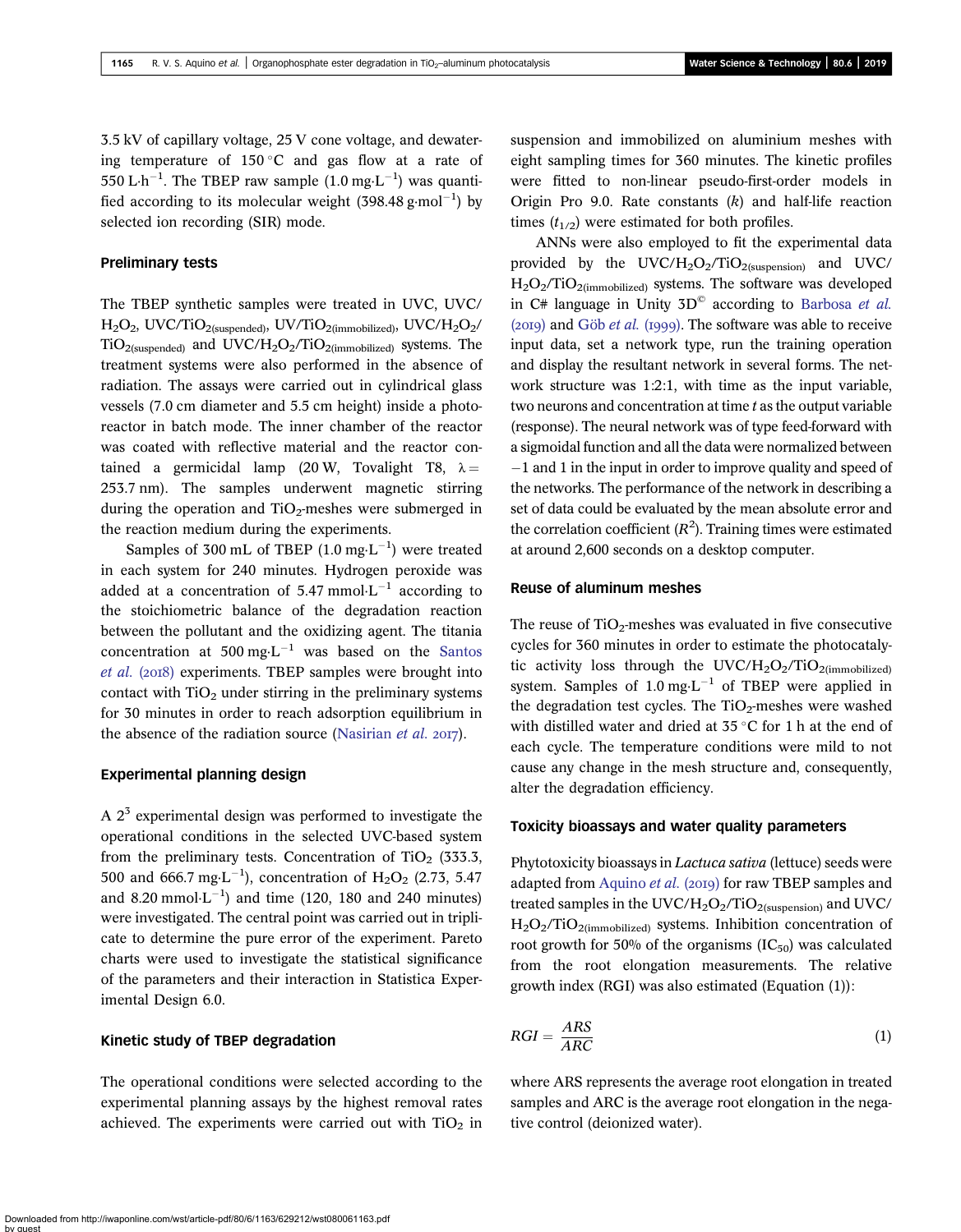3.5 kV of capillary voltage, 25 V cone voltage, and dewatering temperature of 150 °C and gas flow at a rate of 550 L·h$^{-1}$. The TBEP raw sample (1.0 mg·L$^{-1}$) was quantified according to its molecular weight (398.48 g·mol$^{-1}$) by selected ion recording (SIR) mode.

### Preliminary tests

The TBEP synthetic samples were treated in UVC, UVC/$H_2O_2$, UVC/$TiO_{2(suspended)}$, UV/$TiO_{2(immobilized)}$, UVC/$H_2O_2$/$TiO_{2(suspended)}$ and UVC/$H_2O_2$/$TiO_{2(immobilized)}$ systems. The treatment systems were also performed in the absence of radiation. The assays were carried out in cylindrical glass vessels (7.0 cm diameter and 5.5 cm height) inside a photoreactor in batch mode. The inner chamber of the reactor was coated with reflective material and the reactor contained a germicidal lamp (20 W, Tovalight T8, $\lambda =$ 253.7 nm). The samples underwent magnetic stirring during the operation and $TiO_2$-meshes were submerged in the reaction medium during the experiments.

Samples of 300 mL of TBEP (1.0 mg·L$^{-1}$) were treated in each system for 240 minutes. Hydrogen peroxide was added at a concentration of 5.47 mmol·L$^{-1}$ according to the stoichiometric balance of the degradation reaction between the pollutant and the oxidizing agent. The titania concentration at 500 mg·L$^{-1}$ was based on the Santos *et al.* (2018) experiments. TBEP samples were brought into contact with $TiO_2$ under stirring in the preliminary systems for 30 minutes in order to reach adsorption equilibrium in the absence of the radiation source (Nasirian *et al.* 2017).

### Experimental planning design

A $2^3$ experimental design was performed to investigate the operational conditions in the selected UVC-based system from the preliminary tests. Concentration of $TiO_2$ (333.3, 500 and 666.7 mg·L$^{-1}$), concentration of $H_2O_2$ (2.73, 5.47 and 8.20 mmol·L$^{-1}$) and time (120, 180 and 240 minutes) were investigated. The central point was carried out in triplicate to determine the pure error of the experiment. Pareto charts were used to investigate the statistical significance of the parameters and their interaction in Statistica Experimental Design 6.0.

### Kinetic study of TBEP degradation

The operational conditions were selected according to the experimental planning assays by the highest removal rates achieved. The experiments were carried out with $TiO_2$ in suspension and immobilized on aluminium meshes with eight sampling times for 360 minutes. The kinetic profiles were fitted to non-linear pseudo-first-order models in Origin Pro 9.0. Rate constants ($k$) and half-life reaction times ($t_{1/2}$) were estimated for both profiles.

ANNs were also employed to fit the experimental data provided by the UVC/$H_2O_2$/$TiO_{2(suspension)}$ and UVC/$H_2O_2$/$TiO_{2(immobilized)}$ systems. The software was developed in C# language in Unity 3D© according to Barbosa *et al.* (2019) and Göb *et al.* (1999). The software was able to receive input data, set a network type, run the training operation and display the resultant network in several forms. The network structure was 1:2:1, with time as the input variable, two neurons and concentration at time $t$ as the output variable (response). The neural network was of type feed-forward with a sigmoidal function and all the data were normalized between −1 and 1 in the input in order to improve quality and speed of the networks. The performance of the network in describing a set of data could be evaluated by the mean absolute error and the correlation coefficient ($R^2$). Training times were estimated at around 2,600 seconds on a desktop computer.

### Reuse of aluminum meshes

The reuse of $TiO_2$-meshes was evaluated in five consecutive cycles for 360 minutes in order to estimate the photocatalytic activity loss through the UVC/$H_2O_2$/$TiO_{2(immobilized)}$ system. Samples of 1.0 mg·L$^{-1}$ of TBEP were applied in the degradation test cycles. The $TiO_2$-meshes were washed with distilled water and dried at 35 °C for 1 h at the end of each cycle. The temperature conditions were mild to not cause any change in the mesh structure and, consequently, alter the degradation efficiency.

### Toxicity bioassays and water quality parameters

Phytotoxicity bioassays in *Lactuca sativa* (lettuce) seeds were adapted from Aquino *et al.* (2019) for raw TBEP samples and treated samples in the UVC/$H_2O_2$/$TiO_{2(suspension)}$ and UVC/$H_2O_2$/$TiO_{2(immobilized)}$ systems. Inhibition concentration of root growth for 50% of the organisms ($IC_{50}$) was calculated from the root elongation measurements. The relative growth index (RGI) was also estimated (Equation (1)):

$$RGI = \frac{ARS}{ARC} \tag{1}$$

where ARS represents the average root elongation in treated samples and ARC is the average root elongation in the negative control (deionized water).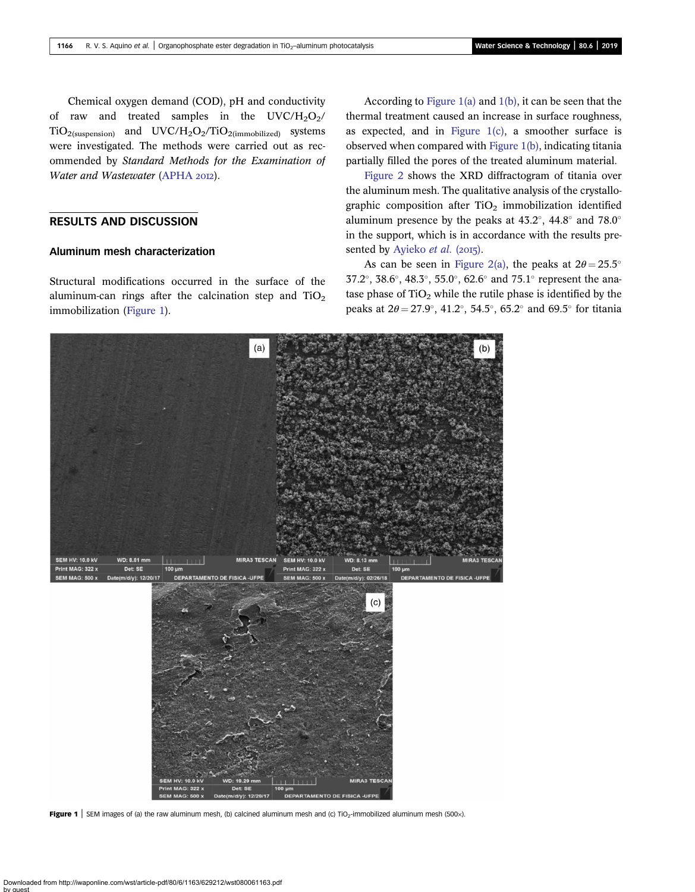Chemical oxygen demand (COD), pH and conductivity of raw and treated samples in the $UVC/H_2O_2/TiO_{2(suspension)}$ and $UVC/H_2O_2/TiO_{2(immobilized)}$ systems were investigated. The methods were carried out as recommended by *Standard Methods for the Examination of Water and Wastewater* (APHA 2012).

## RESULTS AND DISCUSSION

### Aluminum mesh characterization

Structural modifications occurred in the surface of the aluminum-can rings after the calcination step and $TiO_2$ immobilization (Figure 1).

According to Figure 1(a) and 1(b), it can be seen that the thermal treatment caused an increase in surface roughness, as expected, and in Figure 1(c), a smoother surface is observed when compared with Figure 1(b), indicating titania partially filled the pores of the treated aluminum material.

Figure 2 shows the XRD diffractogram of titania over the aluminum mesh. The qualitative analysis of the crystallographic composition after $TiO_2$ immobilization identified aluminum presence by the peaks at 43.2°, 44.8° and 78.0° in the support, which is in accordance with the results presented by Ayieko *et al.* (2015).

As can be seen in Figure 2(a), the peaks at $2\theta = 25.5°$ 37.2°, 38.6°, 48.3°, 55.0°, 62.6° and 75.1° represent the anatase phase of $TiO_2$ while the rutile phase is identified by the peaks at $2\theta = 27.9°$, 41.2°, 54.5°, 65.2° and 69.5° for titania

**Figure 1** | SEM images of (a) the raw aluminum mesh, (b) calcined aluminum mesh and (c) $TiO_2$-immobilized aluminum mesh (500×).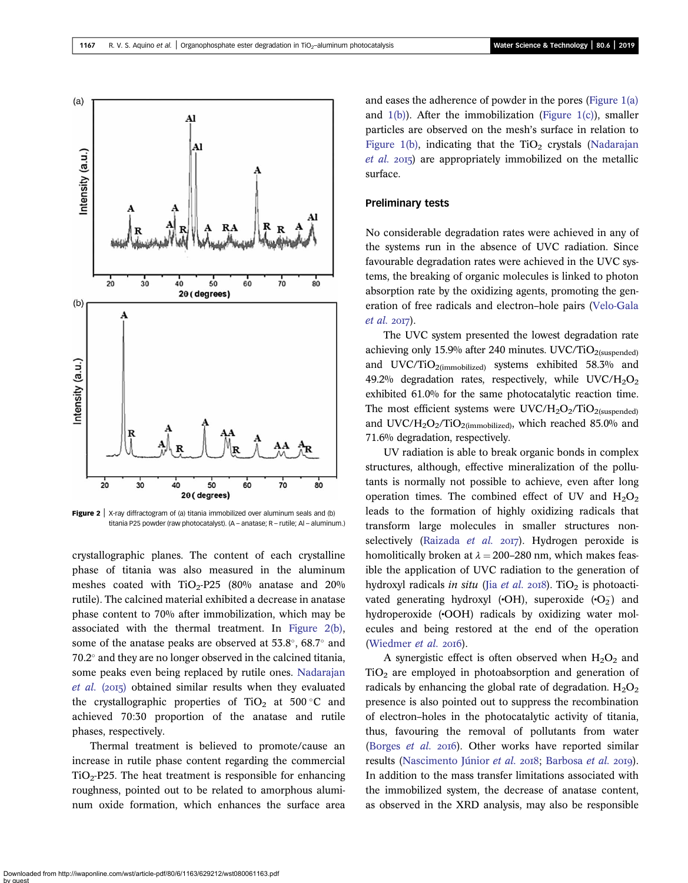Figure 2 | X-ray diffractogram of (a) titania immobilized over aluminum seals and (b) titania P25 powder (raw photocatalyst). (A – anatase; R – rutile; Al – aluminum.)

crystallographic planes. The content of each crystalline phase of titania was also measured in the aluminum meshes coated with $TiO_2$-P25 (80% anatase and 20% rutile). The calcined material exhibited a decrease in anatase phase content to 70% after immobilization, which may be associated with the thermal treatment. In Figure 2(b), some of the anatase peaks are observed at 53.8°, 68.7° and 70.2° and they are no longer observed in the calcined titania, some peaks even being replaced by rutile ones. Nadarajan *et al.* (2015) obtained similar results when they evaluated the crystallographic properties of $TiO_2$ at 500 °C and achieved 70:30 proportion of the anatase and rutile phases, respectively.

Thermal treatment is believed to promote/cause an increase in rutile phase content regarding the commercial $TiO_2$-P25. The heat treatment is responsible for enhancing roughness, pointed out to be related to amorphous aluminum oxide formation, which enhances the surface area and eases the adherence of powder in the pores (Figure 1(a) and 1(b)). After the immobilization (Figure 1(c)), smaller particles are observed on the mesh's surface in relation to Figure 1(b), indicating that the $TiO_2$ crystals (Nadarajan *et al.* 2015) are appropriately immobilized on the metallic surface.

## Preliminary tests

No considerable degradation rates were achieved in any of the systems run in the absence of UVC radiation. Since favourable degradation rates were achieved in the UVC systems, the breaking of organic molecules is linked to photon absorption rate by the oxidizing agents, promoting the generation of free radicals and electron–hole pairs (Velo-Gala *et al.* 2017).

The UVC system presented the lowest degradation rate achieving only 15.9% after 240 minutes. UVC/$TiO_{2(suspended)}$ and UVC/$TiO_{2(immobilized)}$ systems exhibited 58.3% and 49.2% degradation rates, respectively, while UVC/$H_2O_2$ exhibited 61.0% for the same photocatalytic reaction time. The most efficient systems were UVC/$H_2O_2$/$TiO_{2(suspended)}$ and UVC/$H_2O_2$/$TiO_{2(immobilized)}$, which reached 85.0% and 71.6% degradation, respectively.

UV radiation is able to break organic bonds in complex structures, although, effective mineralization of the pollutants is normally not possible to achieve, even after long operation times. The combined effect of UV and $H_2O_2$ leads to the formation of highly oxidizing radicals that transform large molecules in smaller structures non-selectively (Raizada *et al.* 2017). Hydrogen peroxide is homolitically broken at $\lambda = 200$–280 nm, which makes feasible the application of UVC radiation to the generation of hydroxyl radicals *in situ* (Jia *et al.* 2018). $TiO_2$ is photoactivated generating hydroxyl (•OH), superoxide (•$O_2^-$) and hydroperoxide (•OOH) radicals by oxidizing water molecules and being restored at the end of the operation (Wiedmer *et al.* 2016).

A synergistic effect is often observed when $H_2O_2$ and $TiO_2$ are employed in photoabsorption and generation of radicals by enhancing the global rate of degradation. $H_2O_2$ presence is also pointed out to suppress the recombination of electron–holes in the photocatalytic activity of titania, thus, favouring the removal of pollutants from water (Borges *et al.* 2016). Other works have reported similar results (Nascimento Júnior *et al.* 2018; Barbosa *et al.* 2019). In addition to the mass transfer limitations associated with the immobilized system, the decrease of anatase content, as observed in the XRD analysis, may also be responsible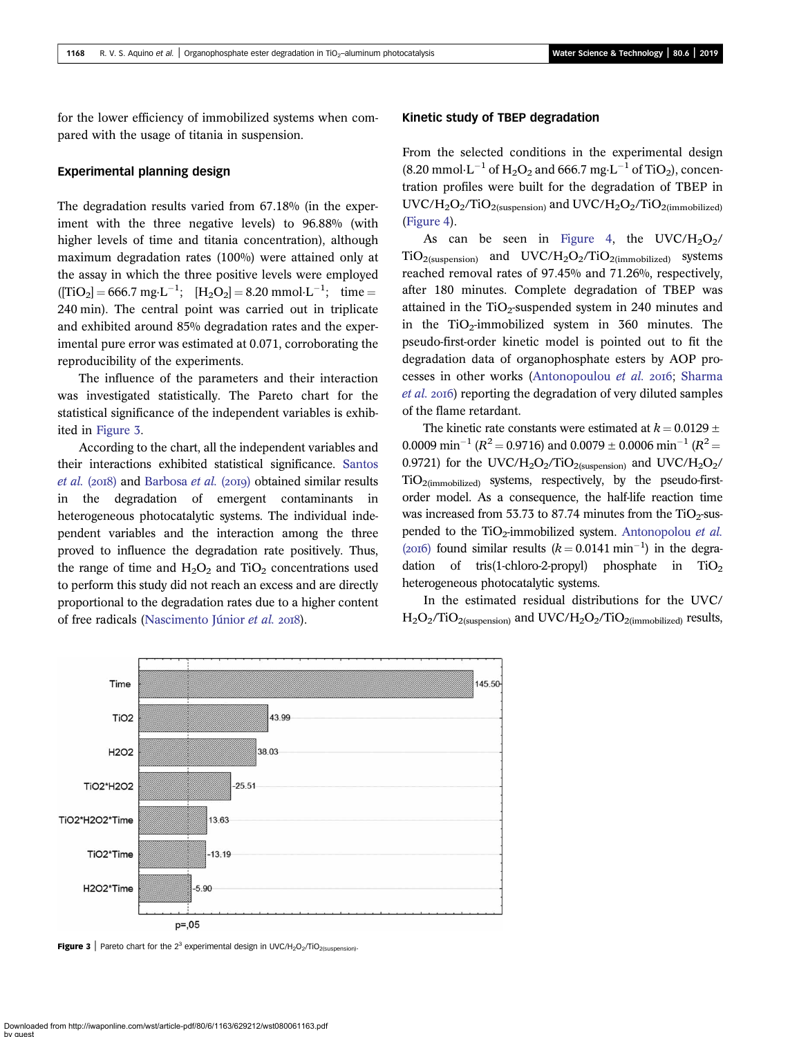for the lower efficiency of immobilized systems when compared with the usage of titania in suspension.

## Experimental planning design

The degradation results varied from 67.18% (in the experiment with the three negative levels) to 96.88% (with higher levels of time and titania concentration), although maximum degradation rates (100%) were attained only at the assay in which the three positive levels were employed ($[TiO_2] = 666.7$ mg·L$^{-1}$; $[H_2O_2] = 8.20$ mmol·L$^{-1}$; time = 240 min). The central point was carried out in triplicate and exhibited around 85% degradation rates and the experimental pure error was estimated at 0.071, corroborating the reproducibility of the experiments.

The influence of the parameters and their interaction was investigated statistically. The Pareto chart for the statistical significance of the independent variables is exhibited in Figure 3.

According to the chart, all the independent variables and their interactions exhibited statistical significance. Santos *et al.* (2018) and Barbosa *et al.* (2019) obtained similar results in the degradation of emergent contaminants in heterogeneous photocatalytic systems. The individual independent variables and the interaction among the three proved to influence the degradation rate positively. Thus, the range of time and $H_2O_2$ and $TiO_2$ concentrations used to perform this study did not reach an excess and are directly proportional to the degradation rates due to a higher content of free radicals (Nascimento Júnior *et al.* 2018).

Figure 3 | Pareto chart for the $2^3$ experimental design in $UVC/H_2O_2/TiO_{2(suspension)}$.

## Kinetic study of TBEP degradation

From the selected conditions in the experimental design (8.20 mmol·L$^{-1}$ of $H_2O_2$ and 666.7 mg·L$^{-1}$ of $TiO_2$), concentration profiles were built for the degradation of TBEP in $UVC/H_2O_2/TiO_{2(suspension)}$ and $UVC/H_2O_2/TiO_{2(immobilized)}$ (Figure 4).

As can be seen in Figure 4, the $UVC/H_2O_2/TiO_{2(suspension)}$ and $UVC/H_2O_2/TiO_{2(immobilized)}$ systems reached removal rates of 97.45% and 71.26%, respectively, after 180 minutes. Complete degradation of TBEP was attained in the $TiO_2$-suspended system in 240 minutes and in the $TiO_2$-immobilized system in 360 minutes. The pseudo-first-order kinetic model is pointed out to fit the degradation data of organophosphate esters by AOP processes in other works (Antonopoulou *et al.* 2016; Sharma *et al.* 2016) reporting the degradation of very diluted samples of the flame retardant.

The kinetic rate constants were estimated at $k = 0.0129 \pm 0.0009$ min$^{-1}$ ($R^2 = 0.9716$) and $0.0079 \pm 0.0006$ min$^{-1}$ ($R^2 = 0.9721$) for the $UVC/H_2O_2/TiO_{2(suspension)}$ and $UVC/H_2O_2/TiO_{2(immobilized)}$ systems, respectively, by the pseudo-first-order model. As a consequence, the half-life reaction time was increased from 53.73 to 87.74 minutes from the $TiO_2$-suspended to the $TiO_2$-immobilized system. Antonopolou *et al.* (2016) found similar results ($k = 0.0141$ min$^{-1}$) in the degradation of tris(1-chloro-2-propyl) phosphate in $TiO_2$ heterogeneous photocatalytic systems.

In the estimated residual distributions for the $UVC/H_2O_2/TiO_{2(suspension)}$ and $UVC/H_2O_2/TiO_{2(immobilized)}$ results,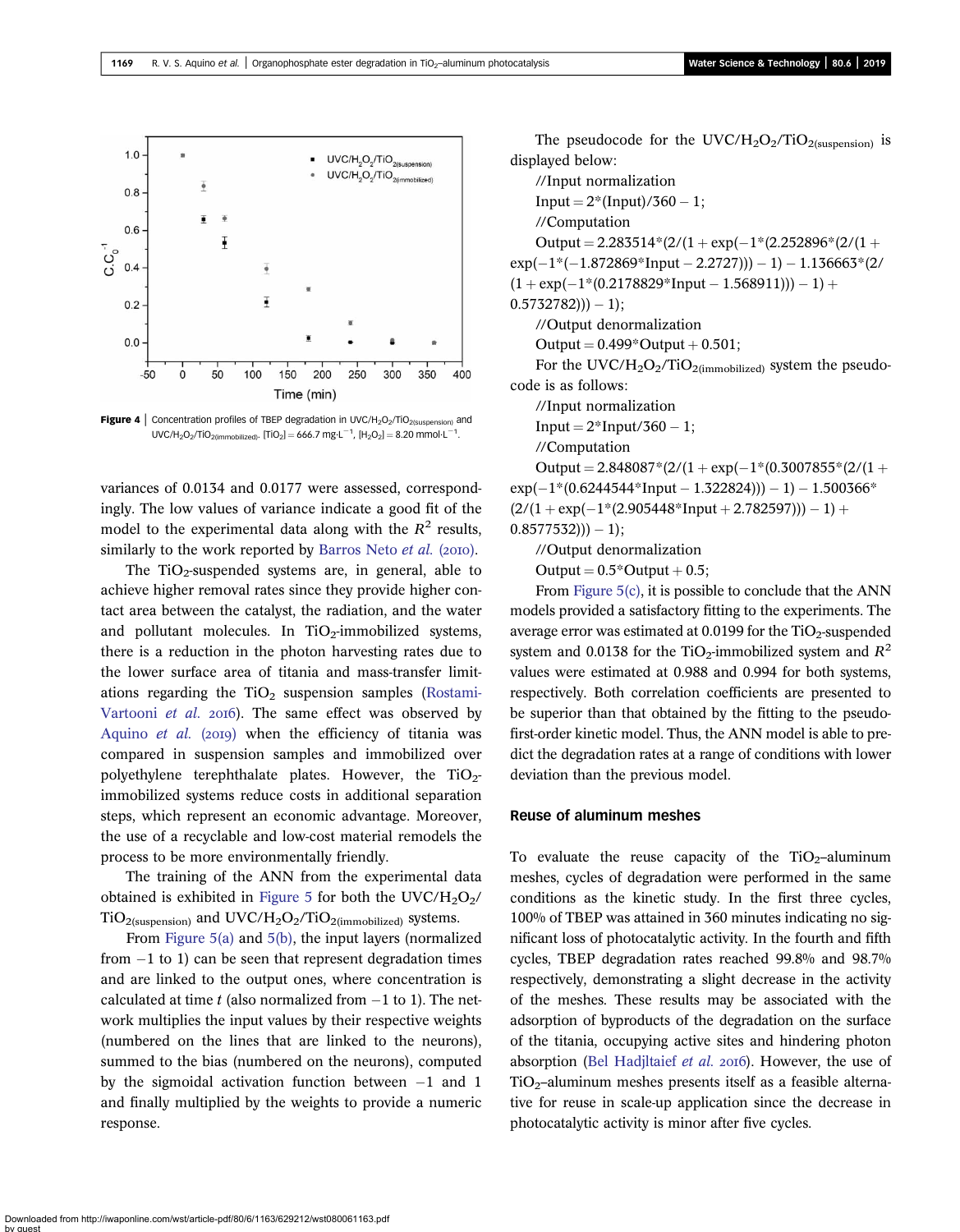Figure 4 | Concentration profiles of TBEP degradation in $UVC/H_2O_2/TiO_{2(suspension)}$ and $UVC/H_2O_2/TiO_{2(immobilized)}$. $[TiO_2] = 666.7\ mg \cdot L^{-1}$, $[H_2O_2] = 8.20\ mmol \cdot L^{-1}$.

variances of 0.0134 and 0.0177 were assessed, correspondingly. The low values of variance indicate a good fit of the model to the experimental data along with the $R^2$ results, similarly to the work reported by Barros Neto *et al.* (2010).

The $TiO_2$-suspended systems are, in general, able to achieve higher removal rates since they provide higher contact area between the catalyst, the radiation, and the water and pollutant molecules. In $TiO_2$-immobilized systems, there is a reduction in the photon harvesting rates due to the lower surface area of titania and mass-transfer limitations regarding the $TiO_2$ suspension samples (Rostami-Vartooni *et al.* 2016). The same effect was observed by Aquino *et al.* (2019) when the efficiency of titania was compared in suspension samples and immobilized over polyethylene terephthalate plates. However, the $TiO_2$-immobilized systems reduce costs in additional separation steps, which represent an economic advantage. Moreover, the use of a recyclable and low-cost material remodels the process to be more environmentally friendly.

The training of the ANN from the experimental data obtained is exhibited in Figure 5 for both the $UVC/H_2O_2/TiO_{2(suspension)}$ and $UVC/H_2O_2/TiO_{2(immobilized)}$ systems.

From Figure 5(a) and 5(b), the input layers (normalized from −1 to 1) can be seen that represent degradation times and are linked to the output ones, where concentration is calculated at time *t* (also normalized from −1 to 1). The network multiplies the input values by their respective weights (numbered on the lines that are linked to the neurons), summed to the bias (numbered on the neurons), computed by the sigmoidal activation function between −1 and 1 and finally multiplied by the weights to provide a numeric response.

The pseudocode for the $UVC/H_2O_2/TiO_{2(suspension)}$ is displayed below:

//Input normalization

Input = 2*(Input)/360 − 1;

//Computation

Output = 2.283514*(2/(1 + exp(−1*(2.252896*(2/(1 + exp(−1*(−1.872869*Input − 2.2727))) − 1) − 1.136663*(2/(1 + exp(−1*(0.2178829*Input − 1.568911))) − 1) + 0.5732782))) − 1);

//Output denormalization

Output = 0.499*Output + 0.501;

For the $UVC/H_2O_2/TiO_{2(immobilized)}$ system the pseudocode is as follows:

//Input normalization

Input = 2*Input/360 − 1;

//Computation

Output = 2.848087*(2/(1 + exp(−1*(0.3007855*(2/(1 + exp(−1*(0.6244544*Input − 1.322824))) − 1) − 1.500366*(2/(1 + exp(−1*(2.905448*Input + 2.782597))) − 1) + 0.8577532))) − 1);

//Output denormalization

Output = 0.5*Output + 0.5;

From Figure 5(c), it is possible to conclude that the ANN models provided a satisfactory fitting to the experiments. The average error was estimated at 0.0199 for the $TiO_2$-suspended system and 0.0138 for the $TiO_2$-immobilized system and $R^2$ values were estimated at 0.988 and 0.994 for both systems, respectively. Both correlation coefficients are presented to be superior than that obtained by the fitting to the pseudo-first-order kinetic model. Thus, the ANN model is able to predict the degradation rates at a range of conditions with lower deviation than the previous model.

## Reuse of aluminum meshes

To evaluate the reuse capacity of the $TiO_2$–aluminum meshes, cycles of degradation were performed in the same conditions as the kinetic study. In the first three cycles, 100% of TBEP was attained in 360 minutes indicating no significant loss of photocatalytic activity. In the fourth and fifth cycles, TBEP degradation rates reached 99.8% and 98.7% respectively, demonstrating a slight decrease in the activity of the meshes. These results may be associated with the adsorption of byproducts of the degradation on the surface of the titania, occupying active sites and hindering photon absorption (Bel Hadjltaief *et al.* 2016). However, the use of $TiO_2$–aluminum meshes presents itself as a feasible alternative for reuse in scale-up application since the decrease in photocatalytic activity is minor after five cycles.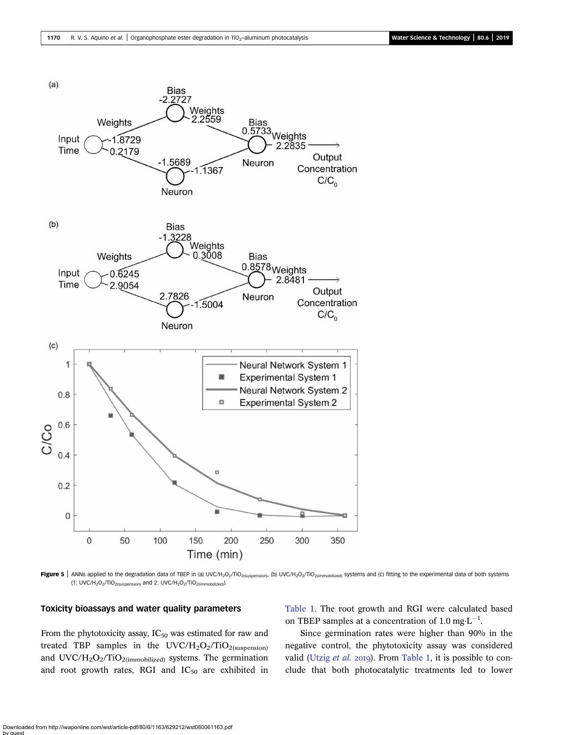**Figure 5** | ANNs applied to the degradation data of TBEP in (a) $UVC/H_2O_2/TiO_{2(suspension)}$, (b) $UVC/H_2O_2/TiO_{2(immobilized)}$ systems and (c) fitting to the experimental data of both systems (1: $UVC/H_2O_2/TiO_{2(suspension)}$ and 2: $UVC/H_2O_2/TiO_{2(immobilized)}$).

### Toxicity bioassays and water quality parameters

From the phytotoxicity assay, $IC_{50}$ was estimated for raw and treated TBP samples in the $UVC/H_2O_2/TiO_{2(suspension)}$ and $UVC/H_2O_2/TiO_{2(immobilized)}$ systems. The germination and root growth rates, RGI and $IC_{50}$ are exhibited in Table 1. The root growth and RGI were calculated based on TBEP samples at a concentration of 1.0 $mg \cdot L^{-1}$.

Since germination rates were higher than 90% in the negative control, the phytotoxicity assay was considered valid (Utzig *et al.* 2019). From Table 1, it is possible to conclude that both photocatalytic treatments led to lower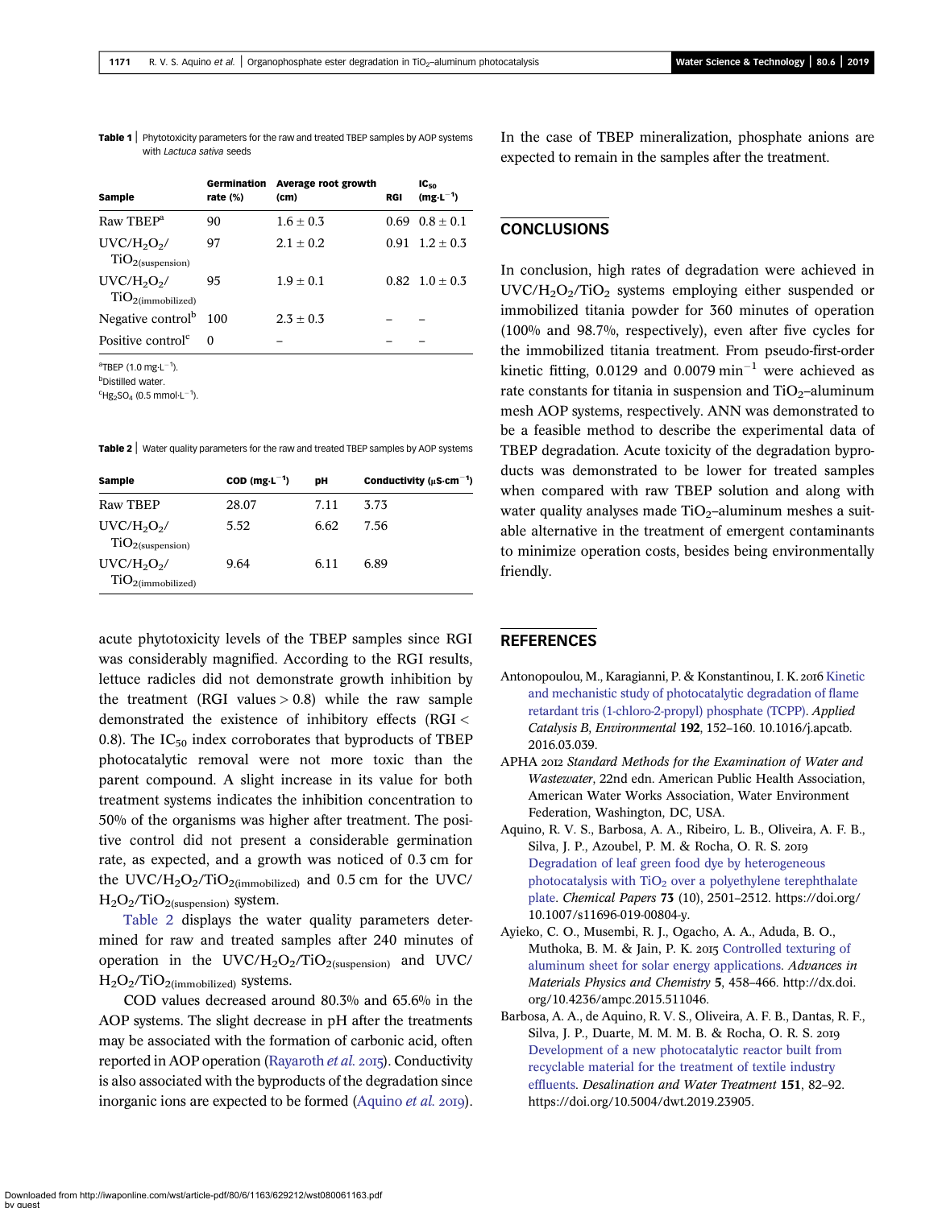**Table 1** | Phytotoxicity parameters for the raw and treated TBEP samples by AOP systems with *Lactuca sativa* seeds

| Sample | Germination rate (%) | Average root growth (cm) | RGI | $IC_{50}$ ($mg \cdot L^{-1}$) |
|---|---|---|---|---|
| Raw TBEP[a] | 90 | 1.6 ± 0.3 | 0.69 | 0.8 ± 0.1 |
| $UVC/H_2O_2/TiO_{2(suspension)}$ | 97 | 2.1 ± 0.2 | 0.91 | 1.2 ± 0.3 |
| $UVC/H_2O_2/TiO_{2(immobilized)}$ | 95 | 1.9 ± 0.1 | 0.82 | 1.0 ± 0.3 |
| Negative control[b] | 100 | 2.3 ± 0.3 | – | – |
| Positive control[c] | 0 | – | – | – |

[a]TBEP (1.0 $mg \cdot L^{-1}$).
[b]Distilled water.
[c]$Hg_2SO_4$ (0.5 $mmol \cdot L^{-1}$).

**Table 2** | Water quality parameters for the raw and treated TBEP samples by AOP systems

| Sample | COD ($mg \cdot L^{-1}$) | pH | Conductivity ($\mu S \cdot cm^{-1}$) |
|---|---|---|---|
| Raw TBEP | 28.07 | 7.11 | 3.73 |
| $UVC/H_2O_2/TiO_{2(suspension)}$ | 5.52 | 6.62 | 7.56 |
| $UVC/H_2O_2/TiO_{2(immobilized)}$ | 9.64 | 6.11 | 6.89 |

acute phytotoxicity levels of the TBEP samples since RGI was considerably magnified. According to the RGI results, lettuce radicles did not demonstrate growth inhibition by the treatment (RGI values > 0.8) while the raw sample demonstrated the existence of inhibitory effects (RGI < 0.8). The $IC_{50}$ index corroborates that byproducts of TBEP photocatalytic removal were not more toxic than the parent compound. A slight increase in its value for both treatment systems indicates the inhibition concentration to 50% of the organisms was higher after treatment. The positive control did not present a considerable germination rate, as expected, and a growth was noticed of 0.3 cm for the $UVC/H_2O_2/TiO_{2(immobilized)}$ and 0.5 cm for the $UVC/H_2O_2/TiO_{2(suspension)}$ system.

Table 2 displays the water quality parameters determined for raw and treated samples after 240 minutes of operation in the $UVC/H_2O_2/TiO_{2(suspension)}$ and $UVC/H_2O_2/TiO_{2(immobilized)}$ systems.

COD values decreased around 80.3% and 65.6% in the AOP systems. The slight decrease in pH after the treatments may be associated with the formation of carbonic acid, often reported in AOP operation (Rayaroth *et al.* 2015). Conductivity is also associated with the byproducts of the degradation since inorganic ions are expected to be formed (Aquino *et al.* 2019). In the case of TBEP mineralization, phosphate anions are expected to remain in the samples after the treatment.

## CONCLUSIONS

In conclusion, high rates of degradation were achieved in $UVC/H_2O_2/TiO_2$ systems employing either suspended or immobilized titania powder for 360 minutes of operation (100% and 98.7%, respectively), even after five cycles for the immobilized titania treatment. From pseudo-first-order kinetic fitting, 0.0129 and 0.0079 $min^{-1}$ were achieved as rate constants for titania in suspension and $TiO_2$–aluminum mesh AOP systems, respectively. ANN was demonstrated to be a feasible method to describe the experimental data of TBEP degradation. Acute toxicity of the degradation byproducts was demonstrated to be lower for treated samples when compared with raw TBEP solution and along with water quality analyses made $TiO_2$–aluminum meshes a suitable alternative in the treatment of emergent contaminants to minimize operation costs, besides being environmentally friendly.

## REFERENCES

Antonopoulou, M., Karagianni, P. & Konstantinou, I. K. 2016 Kinetic and mechanistic study of photocatalytic degradation of flame retardant tris (1-chloro-2-propyl) phosphate (TCPP). *Applied Catalysis B, Environmental* **192**, 152–160. 10.1016/j.apcatb.2016.03.039.

APHA 2012 *Standard Methods for the Examination of Water and Wastewater*, 22nd edn. American Public Health Association, American Water Works Association, Water Environment Federation, Washington, DC, USA.

Aquino, R. V. S., Barbosa, A. A., Ribeiro, L. B., Oliveira, A. F. B., Silva, J. P., Azoubel, P. M. & Rocha, O. R. S. 2019 Degradation of leaf green food dye by heterogeneous photocatalysis with $TiO_2$ over a polyethylene terephthalate plate. *Chemical Papers* **73** (10), 2501–2512. https://doi.org/10.1007/s11696-019-00804-y.

Ayieko, C. O., Musembi, R. J., Ogacho, A. A., Aduda, B. O., Muthoka, B. M. & Jain, P. K. 2015 Controlled texturing of aluminum sheet for solar energy applications. *Advances in Materials Physics and Chemistry* **5**, 458–466. http://dx.doi.org/10.4236/ampc.2015.511046.

Barbosa, A. A., de Aquino, R. V. S., Oliveira, A. F. B., Dantas, R. F., Silva, J. P., Duarte, M. M. M. B. & Rocha, O. R. S. 2019 Development of a new photocatalytic reactor built from recyclable material for the treatment of textile industry effluents. *Desalination and Water Treatment* **151**, 82–92. https://doi.org/10.5004/dwt.2019.23905.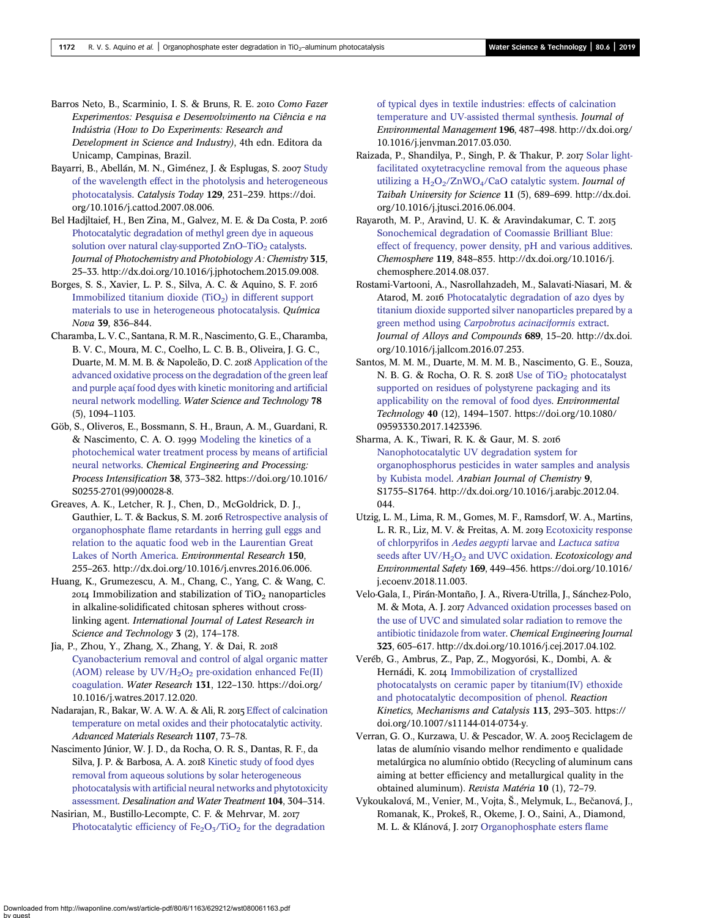Barros Neto, B., Scarminio, I. S. & Bruns, R. E. 2010 *Como Fazer Experimentos: Pesquisa e Desenvolvimento na Ciência e na Indústria (How to Do Experiments: Research and Development in Science and Industry)*, 4th edn. Editora da Unicamp, Campinas, Brazil.

Bayarri, B., Abellán, M. N., Giménez, J. & Esplugas, S. 2007 Study of the wavelength effect in the photolysis and heterogeneous photocatalysis. *Catalysis Today* **129**, 231–239. https://doi.org/10.1016/j.cattod.2007.08.006.

Bel Hadjltaief, H., Ben Zina, M., Galvez, M. E. & Da Costa, P. 2016 Photocatalytic degradation of methyl green dye in aqueous solution over natural clay-supported ZnO–$TiO_2$ catalysts. *Journal of Photochemistry and Photobiology A: Chemistry* **315**, 25–33. http://dx.doi.org/10.1016/j.jphotochem.2015.09.008.

Borges, S. S., Xavier, L. P. S., Silva, A. C. & Aquino, S. F. 2016 Immobilized titanium dioxide ($TiO_2$) in different support materials to use in heterogeneous photocatalysis. *Química Nova* **39**, 836–844.

Charamba, L. V. C., Santana, R. M. R., Nascimento, G. E., Charamba, B. V. C., Moura, M. C., Coelho, L. C. B. B., Oliveira, J. G. C., Duarte, M. M. M. B. & Napoleão, D. C. 2018 Application of the advanced oxidative process on the degradation of the green leaf and purple açaí food dyes with kinetic monitoring and artificial neural network modelling. *Water Science and Technology* **78** (5), 1094–1103.

Göb, S., Oliveros, E., Bossmann, S. H., Braun, A. M., Guardani, R. & Nascimento, C. A. O. 1999 Modeling the kinetics of a photochemical water treatment process by means of artificial neural networks. *Chemical Engineering and Processing: Process Intensification* **38**, 373–382. https://doi.org/10.1016/S0255-2701(99)00028-8.

Greaves, A. K., Letcher, R. J., Chen, D., McGoldrick, D. J., Gauthier, L. T. & Backus, S. M. 2016 Retrospective analysis of organophosphate flame retardants in herring gull eggs and relation to the aquatic food web in the Laurentian Great Lakes of North America. *Environmental Research* **150**, 255–263. http://dx.doi.org/10.1016/j.envres.2016.06.006.

Huang, K., Grumezescu, A. M., Chang, C., Yang, C. & Wang, C. 2014 Immobilization and stabilization of $TiO_2$ nanoparticles in alkaline-solidificated chitosan spheres without cross-linking agent. *International Journal of Latest Research in Science and Technology* **3** (2), 174–178.

Jia, P., Zhou, Y., Zhang, X., Zhang, Y. & Dai, R. 2018 Cyanobacterium removal and control of algal organic matter (AOM) release by UV/$H_2O_2$ pre-oxidation enhanced Fe(II) coagulation. *Water Research* **131**, 122–130. https://doi.org/10.1016/j.watres.2017.12.020.

Nadarajan, R., Bakar, W. A. W. A. & Ali, R. 2015 Effect of calcination temperature on metal oxides and their photocatalytic activity. *Advanced Materials Research* **1107**, 73–78.

Nascimento Júnior, W. J. D., da Rocha, O. R. S., Dantas, R. F., da Silva, J. P. & Barbosa, A. A. 2018 Kinetic study of food dyes removal from aqueous solutions by solar heterogeneous photocatalysis with artificial neural networks and phytotoxicity assessment. *Desalination and Water Treatment* **104**, 304–314.

Nasirian, M., Bustillo-Lecompte, C. F. & Mehrvar, M. 2017 Photocatalytic efficiency of $Fe_2O_3$/$TiO_2$ for the degradation of typical dyes in textile industries: effects of calcination temperature and UV-assisted thermal synthesis. *Journal of Environmental Management* **196**, 487–498. http://dx.doi.org/10.1016/j.jenvman.2017.03.030.

Raizada, P., Shandilya, P., Singh, P. & Thakur, P. 2017 Solar light-facilitated oxytetracycline removal from the aqueous phase utilizing a $H_2O_2$/$ZnWO_4$/CaO catalytic system. *Journal of Taibah University for Science* **11** (5), 689–699. http://dx.doi.org/10.1016/j.jtusci.2016.06.004.

Rayaroth, M. P., Aravind, U. K. & Aravindakumar, C. T. 2015 Sonochemical degradation of Coomassie Brilliant Blue: effect of frequency, power density, pH and various additives. *Chemosphere* **119**, 848–855. http://dx.doi.org/10.1016/j.chemosphere.2014.08.037.

Rostami-Vartooni, A., Nasrollahzadeh, M., Salavati-Niasari, M. & Atarod, M. 2016 Photocatalytic degradation of azo dyes by titanium dioxide supported silver nanoparticles prepared by a green method using *Carpobrotus acinaciformis* extract. *Journal of Alloys and Compounds* **689**, 15–20. http://dx.doi.org/10.1016/j.jallcom.2016.07.253.

Santos, M. M. M., Duarte, M. M. M. B., Nascimento, G. E., Souza, N. B. G. & Rocha, O. R. S. 2018 Use of $TiO_2$ photocatalyst supported on residues of polystyrene packaging and its applicability on the removal of food dyes. *Environmental Technology* **40** (12), 1494–1507. https://doi.org/10.1080/09593330.2017.1423396.

Sharma, A. K., Tiwari, R. K. & Gaur, M. S. 2016 Nanophotocatalytic UV degradation system for organophosphorus pesticides in water samples and analysis by Kubista model. *Arabian Journal of Chemistry* **9**, S1755–S1764. http://dx.doi.org/10.1016/j.arabjc.2012.04.044.

Utzig, L. M., Lima, R. M., Gomes, M. F., Ramsdorf, W. A., Martins, L. R. R., Liz, M. V. & Freitas, A. M. 2019 Ecotoxicity response of chlorpyrifos in *Aedes aegypti* larvae and *Lactuca sativa* seeds after UV/$H_2O_2$ and UVC oxidation. *Ecotoxicology and Environmental Safety* **169**, 449–456. https://doi.org/10.1016/j.ecoenv.2018.11.003.

Velo-Gala, I., Pirán-Montaño, J. A., Rivera-Utrilla, J., Sánchez-Polo, M. & Mota, A. J. 2017 Advanced oxidation processes based on the use of UVC and simulated solar radiation to remove the antibiotic tinidazole from water. *Chemical Engineering Journal* **323**, 605–617. http://dx.doi.org/10.1016/j.cej.2017.04.102.

Veréb, G., Ambrus, Z., Pap, Z., Mogyorósi, K., Dombi, A. & Hernádi, K. 2014 Immobilization of crystallized photocatalysts on ceramic paper by titanium(IV) ethoxide and photocatalytic decomposition of phenol. *Reaction Kinetics, Mechanisms and Catalysis* **113**, 293–303. https://doi.org/10.1007/s11144-014-0734-y.

Verran, G. O., Kurzawa, U. & Pescador, W. A. 2005 Reciclagem de latas de alumínio visando melhor rendimento e qualidade metalúrgica no alumínio obtido (Recycling of aluminum cans aiming at better efficiency and metallurgical quality in the obtained aluminum). *Revista Matéria* **10** (1), 72–79.

Vykoukalová, M., Venier, M., Vojta, Š., Melymuk, L., Bečanová, J., Romanak, K., Prokeš, R., Okeme, J. O., Saini, A., Diamond, M. L. & Klánová, J. 2017 Organophosphate esters flame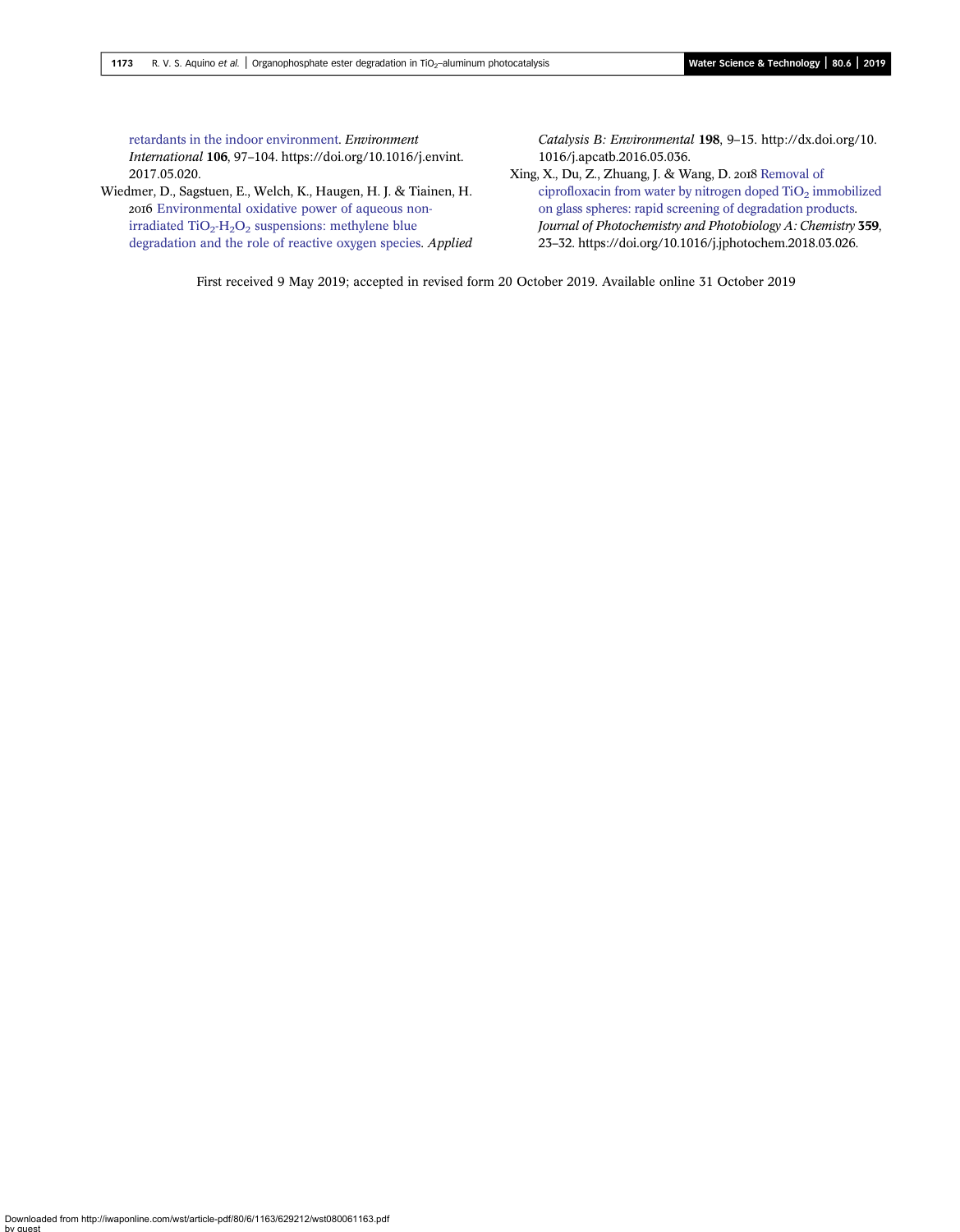retardants in the indoor environment. *Environment International* **106**, 97–104. https://doi.org/10.1016/j.envint.2017.05.020.

Wiedmer, D., Sagstuen, E., Welch, K., Haugen, H. J. & Tiainen, H. 2016 Environmental oxidative power of aqueous non-irradiated $TiO_2$-$H_2O_2$ suspensions: methylene blue degradation and the role of reactive oxygen species. *Applied Catalysis B: Environmental* **198**, 9–15. http://dx.doi.org/10.1016/j.apcatb.2016.05.036.

Xing, X., Du, Z., Zhuang, J. & Wang, D. 2018 Removal of ciprofloxacin from water by nitrogen doped $TiO_2$ immobilized on glass spheres: rapid screening of degradation products. *Journal of Photochemistry and Photobiology A: Chemistry* **359**, 23–32. https://doi.org/10.1016/j.jphotochem.2018.03.026.

First received 9 May 2019; accepted in revised form 20 October 2019. Available online 31 October 2019